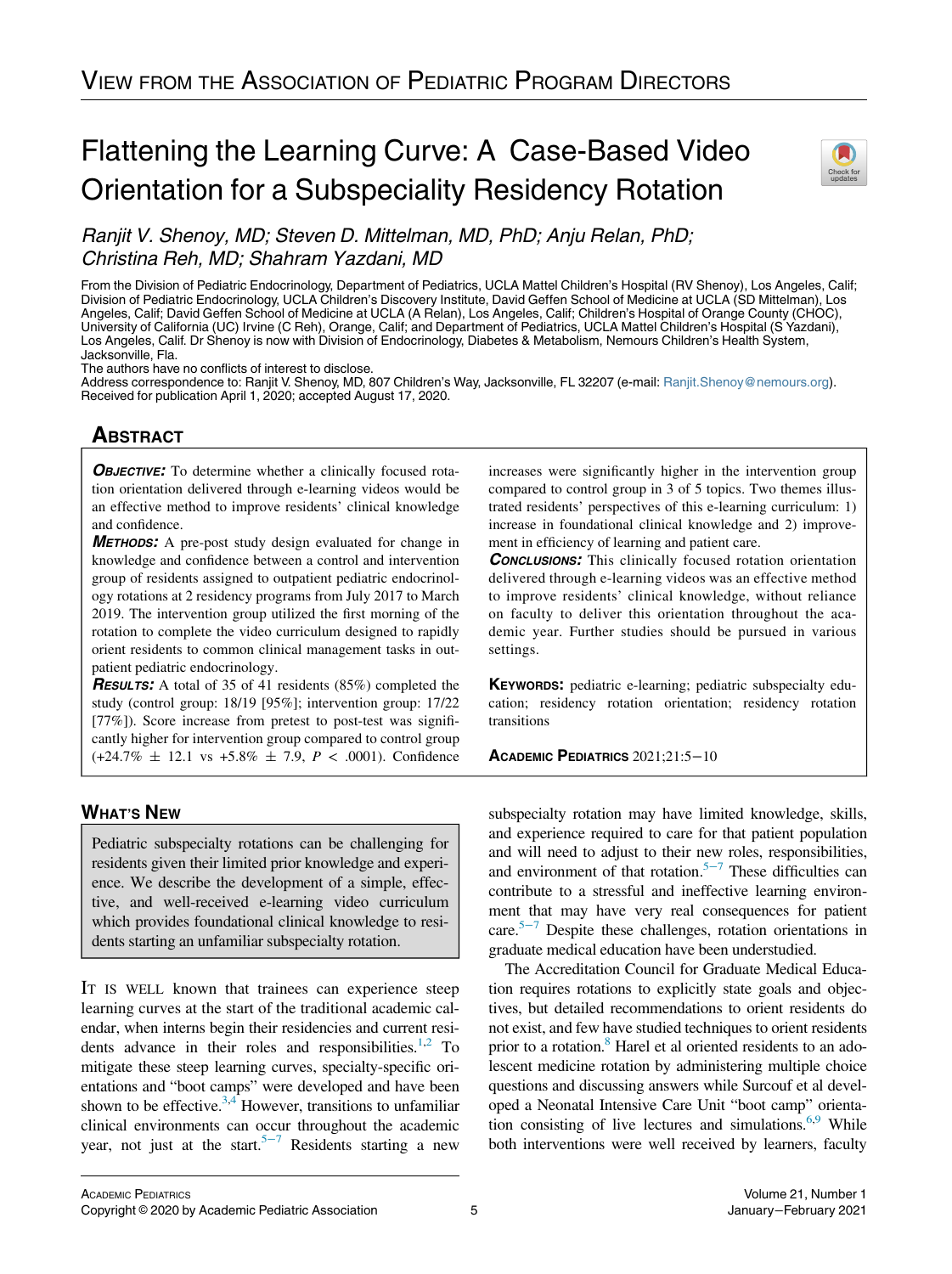# View from the Association of Pediatric Program Directors

# Flattening the Learning Curve: A Case-Based Video Orientation for a Subspeciality Residency Rotation

*Ranjit V. Shenoy, MD; Steven D. Mittelman, MD, PhD; Anju Relan, PhD; Christina Reh, MD; Shahram Yazdani, MD*

From the Division of Pediatric Endocrinology, Department of Pediatrics, UCLA Mattel Children's Hospital (RV Shenoy), Los Angeles, Calif; Division of Pediatric Endocrinology, UCLA Children's Discovery Institute, David Geffen School of Medicine at UCLA (SD Mittelman), Los Angeles, Calif; David Geffen School of Medicine at UCLA (A Relan), Los Angeles, Calif; Children's Hospital of Orange County (CHOC), University of California (UC) Irvine (C Reh), Orange, Calif; and Department of Pediatrics, UCLA Mattel Children's Hospital (S Yazdani), Los Angeles, Calif. Dr Shenoy is now with Division of Endocrinology, Diabetes & Metabolism, Nemours Children's Health System, Jacksonville, Fla.

The authors have no conflicts of interest to disclose.

Address correspondence to: Ranjit V. Shenoy, MD, 807 Children's Way, Jacksonville, FL 32207 (e-mail: Ranjit.Shenoy@nemours.org).

Received for publication April 1, 2020; accepted August 17, 2020.

## Abstract

***Objective:*** To determine whether a clinically focused rotation orientation delivered through e-learning videos would be an effective method to improve residents' clinical knowledge and confidence.

***Methods:*** A pre-post study design evaluated for change in knowledge and confidence between a control and intervention group of residents assigned to outpatient pediatric endocrinology rotations at 2 residency programs from July 2017 to March 2019. The intervention group utilized the first morning of the rotation to complete the video curriculum designed to rapidly orient residents to common clinical management tasks in outpatient pediatric endocrinology.

***Results:*** A total of 35 of 41 residents (85%) completed the study (control group: 18/19 [95%]; intervention group: 17/22 [77%]). Score increase from pretest to post-test was significantly higher for intervention group compared to control group (+24.7% ± 12.1 vs +5.8% ± 7.9, $P < .0001$). Confidence increases were significantly higher in the intervention group compared to control group in 3 of 5 topics. Two themes illustrated residents' perspectives of this e-learning curriculum: 1) increase in foundational clinical knowledge and 2) improvement in efficiency of learning and patient care.

***Conclusions:*** This clinically focused rotation orientation delivered through e-learning videos was an effective method to improve residents' clinical knowledge, without reliance on faculty to deliver this orientation throughout the academic year. Further studies should be pursued in various settings.

**Keywords:** pediatric e-learning; pediatric subspecialty education; residency rotation orientation; residency rotation transitions

**Academic Pediatrics** 2021;21:5−10

## What's New

Pediatric subspecialty rotations can be challenging for residents given their limited prior knowledge and experience. We describe the development of a simple, effective, and well-received e-learning video curriculum which provides foundational clinical knowledge to residents starting an unfamiliar subspecialty rotation.

It is well known that trainees can experience steep learning curves at the start of the traditional academic calendar, when interns begin their residencies and current residents advance in their roles and responsibilities.[1,2] To mitigate these steep learning curves, specialty-specific orientations and "boot camps" were developed and have been shown to be effective.[3,4] However, transitions to unfamiliar clinical environments can occur throughout the academic year, not just at the start.[5−7] Residents starting a new subspecialty rotation may have limited knowledge, skills, and experience required to care for that patient population and will need to adjust to their new roles, responsibilities, and environment of that rotation.[5−7] These difficulties can contribute to a stressful and ineffective learning environment that may have very real consequences for patient care.[5−7] Despite these challenges, rotation orientations in graduate medical education have been understudied.

The Accreditation Council for Graduate Medical Education requires rotations to explicitly state goals and objectives, but detailed recommendations to orient residents do not exist, and few have studied techniques to orient residents prior to a rotation.[8] Harel et al oriented residents to an adolescent medicine rotation by administering multiple choice questions and discussing answers while Surcouf et al developed a Neonatal Intensive Care Unit "boot camp" orientation consisting of live lectures and simulations.[6,9] While both interventions were well received by learners, faculty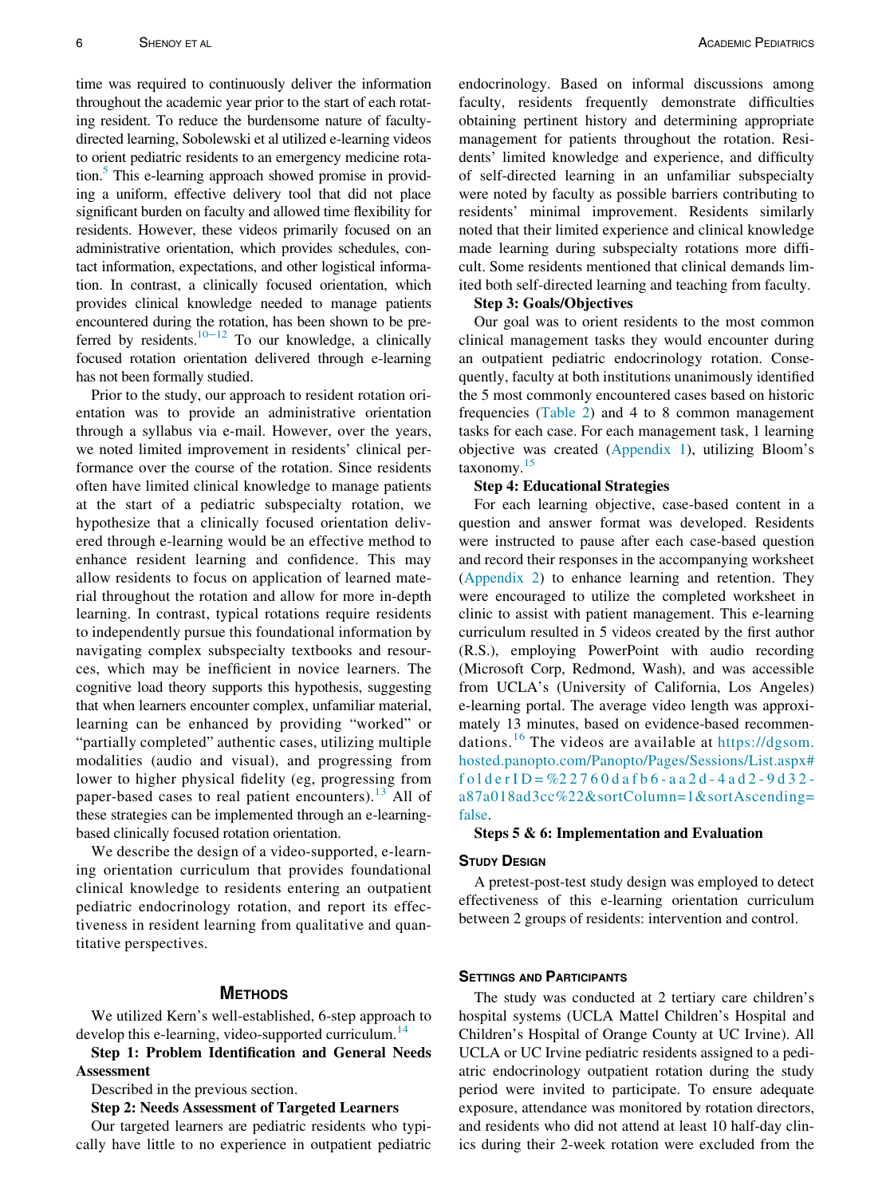time was required to continuously deliver the information throughout the academic year prior to the start of each rotating resident. To reduce the burdensome nature of faculty-directed learning, Sobolewski et al utilized e-learning videos to orient pediatric residents to an emergency medicine rotation.[5] This e-learning approach showed promise in providing a uniform, effective delivery tool that did not place significant burden on faculty and allowed time flexibility for residents. However, these videos primarily focused on an administrative orientation, which provides schedules, contact information, expectations, and other logistical information. In contrast, a clinically focused orientation, which provides clinical knowledge needed to manage patients encountered during the rotation, has been shown to be preferred by residents.[10−12] To our knowledge, a clinically focused rotation orientation delivered through e-learning has not been formally studied.

Prior to the study, our approach to resident rotation orientation was to provide an administrative orientation through a syllabus via e-mail. However, over the years, we noted limited improvement in residents' clinical performance over the course of the rotation. Since residents often have limited clinical knowledge to manage patients at the start of a pediatric subspecialty rotation, we hypothesize that a clinically focused orientation delivered through e-learning would be an effective method to enhance resident learning and confidence. This may allow residents to focus on application of learned material throughout the rotation and allow for more in-depth learning. In contrast, typical rotations require residents to independently pursue this foundational information by navigating complex subspecialty textbooks and resources, which may be inefficient in novice learners. The cognitive load theory supports this hypothesis, suggesting that when learners encounter complex, unfamiliar material, learning can be enhanced by providing "worked" or "partially completed" authentic cases, utilizing multiple modalities (audio and visual), and progressing from lower to higher physical fidelity (eg, progressing from paper-based cases to real patient encounters).[13] All of these strategies can be implemented through an e-learning-based clinically focused rotation orientation.

We describe the design of a video-supported, e-learning orientation curriculum that provides foundational clinical knowledge to residents entering an outpatient pediatric endocrinology rotation, and report its effectiveness in resident learning from qualitative and quantitative perspectives.

## Methods

We utilized Kern's well-established, 6-step approach to develop this e-learning, video-supported curriculum.[14]

**Step 1: Problem Identification and General Needs Assessment**

Described in the previous section.

**Step 2: Needs Assessment of Targeted Learners**

Our targeted learners are pediatric residents who typically have little to no experience in outpatient pediatric endocrinology. Based on informal discussions among faculty, residents frequently demonstrate difficulties obtaining pertinent history and determining appropriate management for patients throughout the rotation. Residents' limited knowledge and experience, and difficulty of self-directed learning in an unfamiliar subspecialty were noted by faculty as possible barriers contributing to residents' minimal improvement. Residents similarly noted that their limited experience and clinical knowledge made learning during subspecialty rotations more difficult. Some residents mentioned that clinical demands limited both self-directed learning and teaching from faculty.

**Step 3: Goals/Objectives**

Our goal was to orient residents to the most common clinical management tasks they would encounter during an outpatient pediatric endocrinology rotation. Consequently, faculty at both institutions unanimously identified the 5 most commonly encountered cases based on historic frequencies (Table 2) and 4 to 8 common management tasks for each case. For each management task, 1 learning objective was created (Appendix 1), utilizing Bloom's taxonomy.[15]

**Step 4: Educational Strategies**

For each learning objective, case-based content in a question and answer format was developed. Residents were instructed to pause after each case-based question and record their responses in the accompanying worksheet (Appendix 2) to enhance learning and retention. They were encouraged to utilize the completed worksheet in clinic to assist with patient management. This e-learning curriculum resulted in 5 videos created by the first author (R.S.), employing PowerPoint with audio recording (Microsoft Corp, Redmond, Wash), and was accessible from UCLA's (University of California, Los Angeles) e-learning portal. The average video length was approximately 13 minutes, based on evidence-based recommendations.[16] The videos are available at https://dgsom.hosted.panopto.com/Panopto/Pages/Sessions/List.aspx#folderID=%22760dafb6-aa2d-4ad2-9d32-a87a018ad3cc%22&sortColumn=1&sortAscending=false.

**Steps 5 & 6: Implementation and Evaluation**

### Study Design

A pretest-post-test study design was employed to detect effectiveness of this e-learning orientation curriculum between 2 groups of residents: intervention and control.

### Settings and Participants

The study was conducted at 2 tertiary care children's hospital systems (UCLA Mattel Children's Hospital and Children's Hospital of Orange County at UC Irvine). All UCLA or UC Irvine pediatric residents assigned to a pediatric endocrinology outpatient rotation during the study period were invited to participate. To ensure adequate exposure, attendance was monitored by rotation directors, and residents who did not attend at least 10 half-day clinics during their 2-week rotation were excluded from the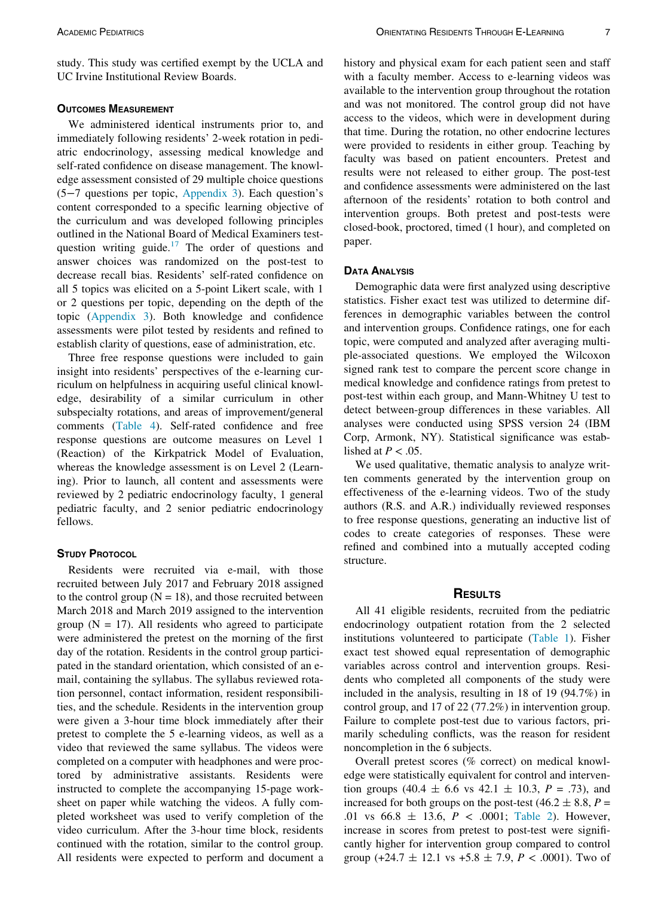study. This study was certified exempt by the UCLA and UC Irvine Institutional Review Boards.

## Outcomes Measurement

We administered identical instruments prior to, and immediately following residents' 2-week rotation in pediatric endocrinology, assessing medical knowledge and self-rated confidence on disease management. The knowledge assessment consisted of 29 multiple choice questions (5−7 questions per topic, Appendix 3). Each question's content corresponded to a specific learning objective of the curriculum and was developed following principles outlined in the National Board of Medical Examiners test-question writing guide.[17] The order of questions and answer choices was randomized on the post-test to decrease recall bias. Residents' self-rated confidence on all 5 topics was elicited on a 5-point Likert scale, with 1 or 2 questions per topic, depending on the depth of the topic (Appendix 3). Both knowledge and confidence assessments were pilot tested by residents and refined to establish clarity of questions, ease of administration, etc.

Three free response questions were included to gain insight into residents' perspectives of the e-learning curriculum on helpfulness in acquiring useful clinical knowledge, desirability of a similar curriculum in other subspecialty rotations, and areas of improvement/general comments (Table 4). Self-rated confidence and free response questions are outcome measures on Level 1 (Reaction) of the Kirkpatrick Model of Evaluation, whereas the knowledge assessment is on Level 2 (Learning). Prior to launch, all content and assessments were reviewed by 2 pediatric endocrinology faculty, 1 general pediatric faculty, and 2 senior pediatric endocrinology fellows.

## Study Protocol

Residents were recruited via e-mail, with those recruited between July 2017 and February 2018 assigned to the control group (N = 18), and those recruited between March 2018 and March 2019 assigned to the intervention group (N = 17). All residents who agreed to participate were administered the pretest on the morning of the first day of the rotation. Residents in the control group participated in the standard orientation, which consisted of an e-mail, containing the syllabus. The syllabus reviewed rotation personnel, contact information, resident responsibilities, and the schedule. Residents in the intervention group were given a 3-hour time block immediately after their pretest to complete the 5 e-learning videos, as well as a video that reviewed the same syllabus. The videos were completed on a computer with headphones and were proctored by administrative assistants. Residents were instructed to complete the accompanying 15-page worksheet on paper while watching the videos. A fully completed worksheet was used to verify completion of the video curriculum. After the 3-hour time block, residents continued with the rotation, similar to the control group. All residents were expected to perform and document a history and physical exam for each patient seen and staff with a faculty member. Access to e-learning videos was available to the intervention group throughout the rotation and was not monitored. The control group did not have access to the videos, which were in development during that time. During the rotation, no other endocrine lectures were provided to residents in either group. Teaching by faculty was based on patient encounters. Pretest and results were not released to either group. The post-test and confidence assessments were administered on the last afternoon of the residents' rotation to both control and intervention groups. Both pretest and post-tests were closed-book, proctored, timed (1 hour), and completed on paper.

## Data Analysis

Demographic data were first analyzed using descriptive statistics. Fisher exact test was utilized to determine differences in demographic variables between the control and intervention groups. Confidence ratings, one for each topic, were computed and analyzed after averaging multiple-associated questions. We employed the Wilcoxon signed rank test to compare the percent score change in medical knowledge and confidence ratings from pretest to post-test within each group, and Mann-Whitney U test to detect between-group differences in these variables. All analyses were conducted using SPSS version 24 (IBM Corp, Armonk, NY). Statistical significance was established at $P < .05$.

We used qualitative, thematic analysis to analyze written comments generated by the intervention group on effectiveness of the e-learning videos. Two of the study authors (R.S. and A.R.) individually reviewed responses to free response questions, generating an inductive list of codes to create categories of responses. These were refined and combined into a mutually accepted coding structure.

# Results

All 41 eligible residents, recruited from the pediatric endocrinology outpatient rotation from the 2 selected institutions volunteered to participate (Table 1). Fisher exact test showed equal representation of demographic variables across control and intervention groups. Residents who completed all components of the study were included in the analysis, resulting in 18 of 19 (94.7%) in control group, and 17 of 22 (77.2%) in intervention group. Failure to complete post-test due to various factors, primarily scheduling conflicts, was the reason for resident noncompletion in the 6 subjects.

Overall pretest scores (% correct) on medical knowledge were statistically equivalent for control and intervention groups (40.4 ± 6.6 vs 42.1 ± 10.3, $P$ = .73), and increased for both groups on the post-test (46.2 ± 8.8, $P$ = .01 vs 66.8 ± 13.6, $P < .0001$; Table 2). However, increase in scores from pretest to post-test were significantly higher for intervention group compared to control group (+24.7 ± 12.1 vs +5.8 ± 7.9, $P < .0001$). Two of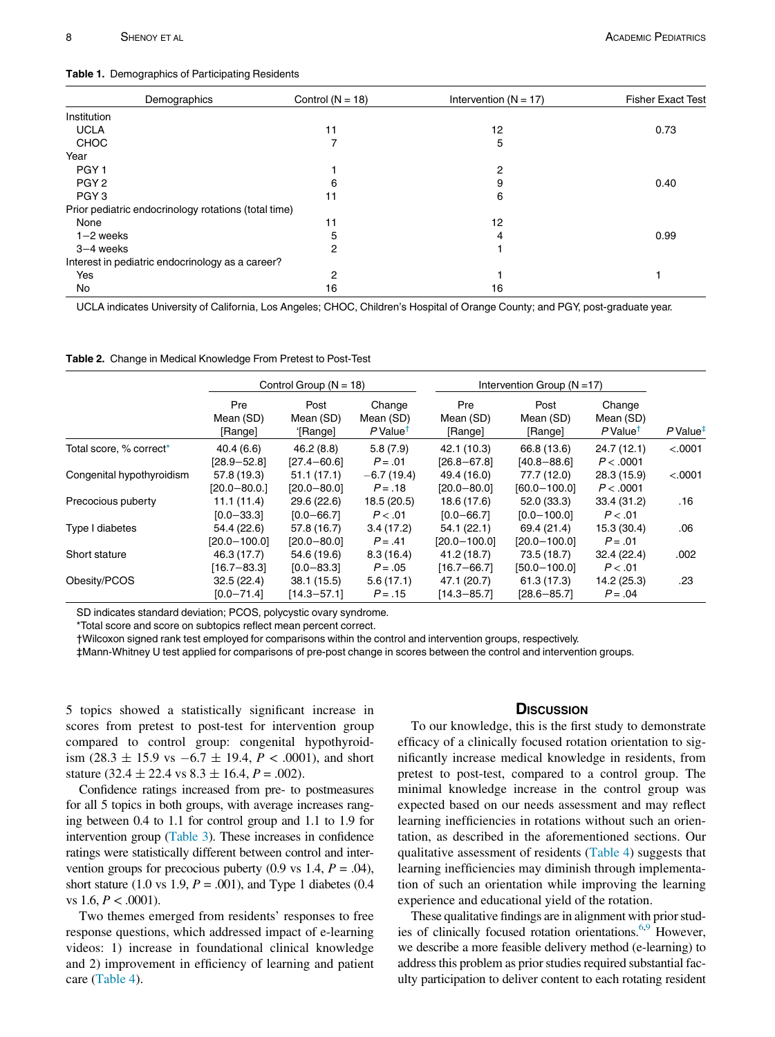**Table 1.** Demographics of Participating Residents

| Demographics | Control (N = 18) | Intervention (N = 17) | Fisher Exact Test |
|---|---|---|---|
| Institution | | | |
| UCLA | 11 | 12 | 0.73 |
| CHOC | 7 | 5 | |
| Year | | | |
| PGY 1 | 1 | 2 | |
| PGY 2 | 6 | 9 | 0.40 |
| PGY 3 | 11 | 6 | |
| Prior pediatric endocrinology rotations (total time) | | | |
| None | 11 | 12 | |
| 1−2 weeks | 5 | 4 | 0.99 |
| 3−4 weeks | 2 | 1 | |
| Interest in pediatric endocrinology as a career? | | | |
| Yes | 2 | 1 | 1 |
| No | 16 | 16 | |

UCLA indicates University of California, Los Angeles; CHOC, Children's Hospital of Orange County; and PGY, post-graduate year.

**Table 2.** Change in Medical Knowledge From Pretest to Post-Test

| | Control Group (N = 18) | | | Intervention Group (N =17) | | | |
|---|---|---|---|---|---|---|---|
| | Pre Mean (SD) [Range] | Post Mean (SD) '[Range] | Change Mean (SD) *P* Value† | Pre Mean (SD) [Range] | Post Mean (SD) [Range] | Change Mean (SD) *P* Value† | *P* Value‡ |
| Total score, % correct* | 40.4 (6.6) [28.9−52.8] | 46.2 (8.8) [27.4−60.6] | 5.8 (7.9) $P = .01$ | 42.1 (10.3) [26.8−67.8] | 66.8 (13.6) [40.8−88.6] | 24.7 (12.1) $P < .0001$ | <.0001 |
| Congenital hypothyroidism | 57.8 (19.3) [20.0−80.0.] | 51.1 (17.1) [20.0−80.0] | −6.7 (19.4) $P = .18$ | 49.4 (16.0) [20.0−80.0] | 77.7 (12.0) [60.0−100.0] | 28.3 (15.9) $P < .0001$ | <.0001 |
| Precocious puberty | 11.1 (11.4) [0.0−33.3] | 29.6 (22.6) [0.0−66.7] | 18.5 (20.5) $P < .01$ | 18.6 (17.6) [0.0−66.7] | 52.0 (33.3) [0.0−100.0] | 33.4 (31.2) $P < .01$ | .16 |
| Type I diabetes | 54.4 (22.6) [20.0−100.0] | 57.8 (16.7) [20.0−80.0] | 3.4 (17.2) $P = .41$ | 54.1 (22.1) [20.0−100.0] | 69.4 (21.4) [20.0−100.0] | 15.3 (30.4) $P = .01$ | .06 |
| Short stature | 46.3 (17.7) [16.7−83.3] | 54.6 (19.6) [0.0−83.3] | 8.3 (16.4) $P = .05$ | 41.2 (18.7) [16.7−66.7] | 73.5 (18.7) [50.0−100.0] | 32.4 (22.4) $P < .01$ | .002 |
| Obesity/PCOS | 32.5 (22.4) [0.0−71.4] | 38.1 (15.5) [14.3−57.1] | 5.6 (17.1) $P = .15$ | 47.1 (20.7) [14.3−85.7] | 61.3 (17.3) [28.6−85.7] | 14.2 (25.3) $P = .04$ | .23 |

SD indicates standard deviation; PCOS, polycystic ovary syndrome.

*Total score and score on subtopics reflect mean percent correct.

†Wilcoxon signed rank test employed for comparisons within the control and intervention groups, respectively.

‡Mann-Whitney U test applied for comparisons of pre-post change in scores between the control and intervention groups.

5 topics showed a statistically significant increase in scores from pretest to post-test for intervention group compared to control group: congenital hypothyroidism ($28.3 \pm 15.9$ vs $-6.7 \pm 19.4$, $P < .0001$), and short stature ($32.4 \pm 22.4$ vs $8.3 \pm 16.4$, $P = .002$).

Confidence ratings increased from pre- to postmeasures for all 5 topics in both groups, with average increases ranging between 0.4 to 1.1 for control group and 1.1 to 1.9 for intervention group (Table 3). These increases in confidence ratings were statistically different between control and intervention groups for precocious puberty (0.9 vs 1.4, $P = .04$), short stature (1.0 vs 1.9, $P = .001$), and Type 1 diabetes (0.4 vs 1.6, $P < .0001$).

Two themes emerged from residents' responses to free response questions, which addressed impact of e-learning videos: 1) increase in foundational clinical knowledge and 2) improvement in efficiency of learning and patient care (Table 4).

## Discussion

To our knowledge, this is the first study to demonstrate efficacy of a clinically focused rotation orientation to significantly increase medical knowledge in residents, from pretest to post-test, compared to a control group. The minimal knowledge increase in the control group was expected based on our needs assessment and may reflect learning inefficiencies in rotations without such an orientation, as described in the aforementioned sections. Our qualitative assessment of residents (Table 4) suggests that learning inefficiencies may diminish through implementation of such an orientation while improving the learning experience and educational yield of the rotation.

These qualitative findings are in alignment with prior studies of clinically focused rotation orientations.[6,9] However, we describe a more feasible delivery method (e-learning) to address this problem as prior studies required substantial faculty participation to deliver content to each rotating resident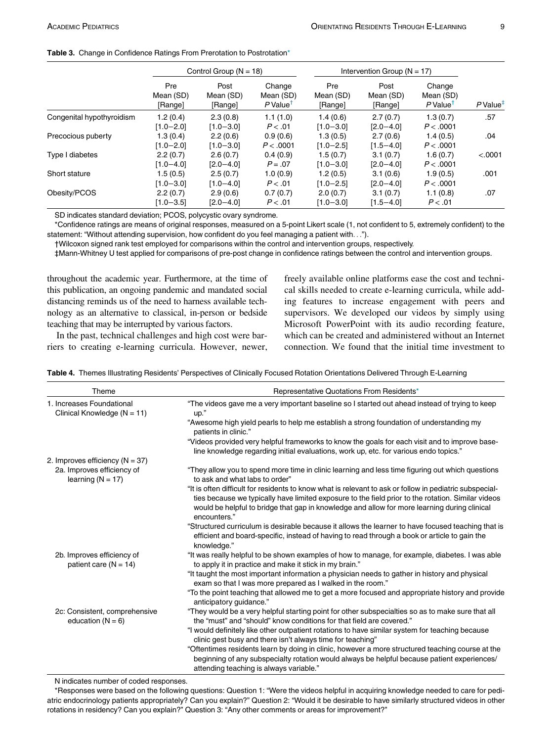**Table 3.** Change in Confidence Ratings From Prerotation to Postrotation*

| | Control Group (N = 18) | | | Intervention Group (N = 17) | | | |
|---|---|---|---|---|---|---|---|
| | Pre Mean (SD) [Range] | Post Mean (SD) [Range] | Change Mean (SD) *P* Value† | Pre Mean (SD) [Range] | Post Mean (SD) [Range] | Change Mean (SD) *P* Value† | *P* Value‡ |
| Congenital hypothyroidism | 1.2 (0.4) [1.0–2.0] | 2.3 (0.8) [1.0–3.0] | 1.1 (1.0) $P < .01$ | 1.4 (0.6) [1.0–3.0] | 2.7 (0.7) [2.0–4.0] | 1.3 (0.7) $P < .0001$ | .57 |
| Precocious puberty | 1.3 (0.4) [1.0–2.0] | 2.2 (0.6) [1.0–3.0] | 0.9 (0.6) $P < .0001$ | 1.3 (0.5) [1.0–2.5] | 2.7 (0.6) [1.5–4.0] | 1.4 (0.5) $P < .0001$ | .04 |
| Type I diabetes | 2.2 (0.7) [1.0–4.0] | 2.6 (0.7) [2.0–4.0] | 0.4 (0.9) $P = .07$ | 1.5 (0.7) [1.0–3.0] | 3.1 (0.7) [2.0–4.0] | 1.6 (0.7) $P < .0001$ | <.0001 |
| Short stature | 1.5 (0.5) [1.0–3.0] | 2.5 (0.7) [1.0–4.0] | 1.0 (0.9) $P < .01$ | 1.2 (0.5) [1.0–2.5] | 3.1 (0.6) [2.0–4.0] | 1.9 (0.5) $P < .0001$ | .001 |
| Obesity/PCOS | 2.2 (0.7) [1.0–3.5] | 2.9 (0.6) [2.0–4.0] | 0.7 (0.7) $P < .01$ | 2.0 (0.7) [1.0–3.0] | 3.1 (0.7) [1.5–4.0] | 1.1 (0.8) $P < .01$ | .07 |

SD indicates standard deviation; PCOS, polycystic ovary syndrome.

*Confidence ratings are means of original responses, measured on a 5-point Likert scale (1, not confident to 5, extremely confident) to the statement: "Without attending supervision, how confident do you feel managing a patient with…").

†Wilcoxon signed rank test employed for comparisons within the control and intervention groups, respectively.

‡Mann-Whitney U test applied for comparisons of pre-post change in confidence ratings between the control and intervention groups.

throughout the academic year. Furthermore, at the time of this publication, an ongoing pandemic and mandated social distancing reminds us of the need to harness available technology as an alternative to classical, in-person or bedside teaching that may be interrupted by various factors.

In the past, technical challenges and high cost were barriers to creating e-learning curricula. However, newer, freely available online platforms ease the cost and technical skills needed to create e-learning curricula, while adding features to increase engagement with peers and supervisors. We developed our videos by simply using Microsoft PowerPoint with its audio recording feature, which can be created and administered without an Internet connection. We found that the initial time investment to

**Table 4.** Themes Illustrating Residents' Perspectives of Clinically Focused Rotation Orientations Delivered Through E-Learning

| Theme | Representative Quotations From Residents* |
|---|---|
| 1. Increases Foundational Clinical Knowledge (N = 11) | "The videos gave me a very important baseline so I started out ahead instead of trying to keep up." |
| | "Awesome high yield pearls to help me establish a strong foundation of understanding my patients in clinic." |
| | "Videos provided very helpful frameworks to know the goals for each visit and to improve baseline knowledge regarding initial evaluations, work up, etc. for various endo topics." |
| 2. Improves efficiency (N = 37) | |
| 2a. Improves efficiency of learning (N = 17) | "They allow you to spend more time in clinic learning and less time figuring out which questions to ask and what labs to order" |
| | "It is often difficult for residents to know what is relevant to ask or follow in pediatric subspecialties because we typically have limited exposure to the field prior to the rotation. Similar videos would be helpful to bridge that gap in knowledge and allow for more learning during clinical encounters." |
| | "Structured curriculum is desirable because it allows the learner to have focused teaching that is efficient and board-specific, instead of having to read through a book or article to gain the knowledge." |
| 2b. Improves efficiency of patient care (N = 14) | "It was really helpful to be shown examples of how to manage, for example, diabetes. I was able to apply it in practice and make it stick in my brain." |
| | "It taught the most important information a physician needs to gather in history and physical exam so that I was more prepared as I walked in the room." |
| | "To the point teaching that allowed me to get a more focused and appropriate history and provide anticipatory guidance." |
| 2c: Consistent, comprehensive education (N = 6) | "They would be a very helpful starting point for other subspecialties so as to make sure that all the "must" and "should" know conditions for that field are covered." |
| | "I would definitely like other outpatient rotations to have similar system for teaching because clinic gest busy and there isn't always time for teaching" |
| | "Oftentimes residents learn by doing in clinic, however a more structured teaching course at the beginning of any subspecialty rotation would always be helpful because patient experiences/attending teaching is always variable." |

N indicates number of coded responses.

*Responses were based on the following questions: Question 1: "Were the videos helpful in acquiring knowledge needed to care for pediatric endocrinology patients appropriately? Can you explain?" Question 2: "Would it be desirable to have similarly structured videos in other rotations in residency? Can you explain?" Question 3: "Any other comments or areas for improvement?"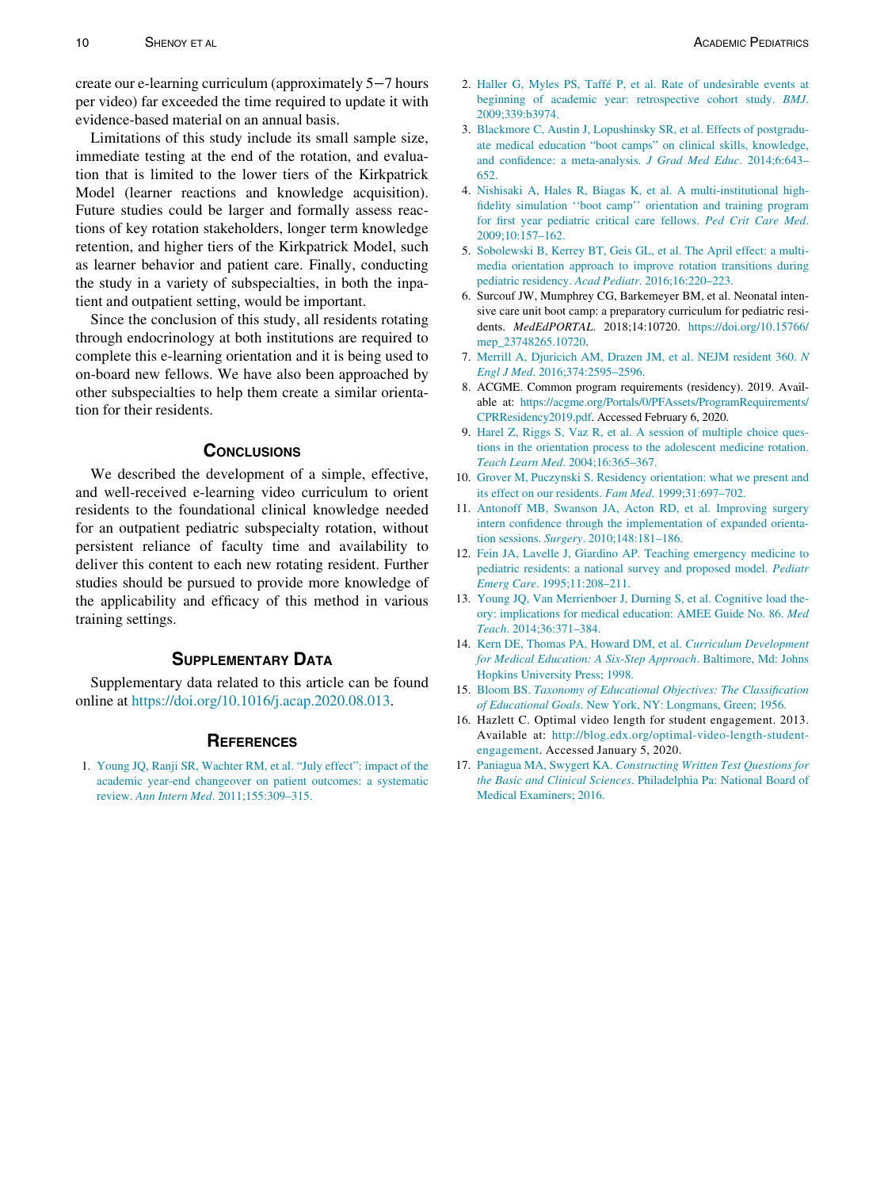create our e-learning curriculum (approximately 5−7 hours per video) far exceeded the time required to update it with evidence-based material on an annual basis.

Limitations of this study include its small sample size, immediate testing at the end of the rotation, and evaluation that is limited to the lower tiers of the Kirkpatrick Model (learner reactions and knowledge acquisition). Future studies could be larger and formally assess reactions of key rotation stakeholders, longer term knowledge retention, and higher tiers of the Kirkpatrick Model, such as learner behavior and patient care. Finally, conducting the study in a variety of subspecialties, in both the inpatient and outpatient setting, would be important.

Since the conclusion of this study, all residents rotating through endocrinology at both institutions are required to complete this e-learning orientation and it is being used to on-board new fellows. We have also been approached by other subspecialties to help them create a similar orientation for their residents.

## Conclusions

We described the development of a simple, effective, and well-received e-learning video curriculum to orient residents to the foundational clinical knowledge needed for an outpatient pediatric subspecialty rotation, without persistent reliance of faculty time and availability to deliver this content to each new rotating resident. Further studies should be pursued to provide more knowledge of the applicability and efficacy of this method in various training settings.

## Supplementary Data

Supplementary data related to this article can be found online at https://doi.org/10.1016/j.acap.2020.08.013.

## References

1. Young JQ, Ranji SR, Wachter RM, et al. "July effect": impact of the academic year-end changeover on patient outcomes: a systematic review. *Ann Intern Med*. 2011;155:309–315.
2. Haller G, Myles PS, Taffé P, et al. Rate of undesirable events at beginning of academic year: retrospective cohort study. *BMJ*. 2009;339:b3974.
3. Blackmore C, Austin J, Lopushinsky SR, et al. Effects of postgraduate medical education "boot camps" on clinical skills, knowledge, and confidence: a meta-analysis. *J Grad Med Educ*. 2014;6:643–652.
4. Nishisaki A, Hales R, Biagas K, et al. A multi-institutional high-fidelity simulation ''boot camp'' orientation and training program for first year pediatric critical care fellows. *Ped Crit Care Med*. 2009;10:157–162.
5. Sobolewski B, Kerrey BT, Geis GL, et al. The April effect: a multimedia orientation approach to improve rotation transitions during pediatric residency. *Acad Pediatr*. 2016;16:220–223.
6. Surcouf JW, Mumphrey CG, Barkemeyer BM, et al. Neonatal intensive care unit boot camp: a preparatory curriculum for pediatric residents. *MedEdPORTAL*. 2018;14:10720. https://doi.org/10.15766/mep_23748265.10720.
7. Merrill A, Djuricich AM, Drazen JM, et al. NEJM resident 360. *N Engl J Med*. 2016;374:2595–2596.
8. ACGME. Common program requirements (residency). 2019. Available at: https://acgme.org/Portals/0/PFAssets/ProgramRequirements/CPRResidency2019.pdf. Accessed February 6, 2020.
9. Harel Z, Riggs S, Vaz R, et al. A session of multiple choice questions in the orientation process to the adolescent medicine rotation. *Teach Learn Med*. 2004;16:365–367.
10. Grover M, Puczynski S. Residency orientation: what we present and its effect on our residents. *Fam Med*. 1999;31:697–702.
11. Antonoff MB, Swanson JA, Acton RD, et al. Improving surgery intern confidence through the implementation of expanded orientation sessions. *Surgery*. 2010;148:181–186.
12. Fein JA, Lavelle J, Giardino AP. Teaching emergency medicine to pediatric residents: a national survey and proposed model. *Pediatr Emerg Care*. 1995;11:208–211.
13. Young JQ, Van Merrienboer J, Durning S, et al. Cognitive load theory: implications for medical education: AMEE Guide No. 86. *Med Teach*. 2014;36:371–384.
14. Kern DE, Thomas PA, Howard DM, et al. *Curriculum Development for Medical Education: A Six-Step Approach*. Baltimore, Md: Johns Hopkins University Press; 1998.
15. Bloom BS. *Taxonomy of Educational Objectives: The Classification of Educational Goals*. New York, NY: Longmans, Green; 1956.
16. Hazlett C. Optimal video length for student engagement. 2013. Available at: http://blog.edx.org/optimal-video-length-student-engagement. Accessed January 5, 2020.
17. Paniagua MA, Swygert KA. *Constructing Written Test Questions for the Basic and Clinical Sciences*. Philadelphia Pa: National Board of Medical Examiners; 2016.